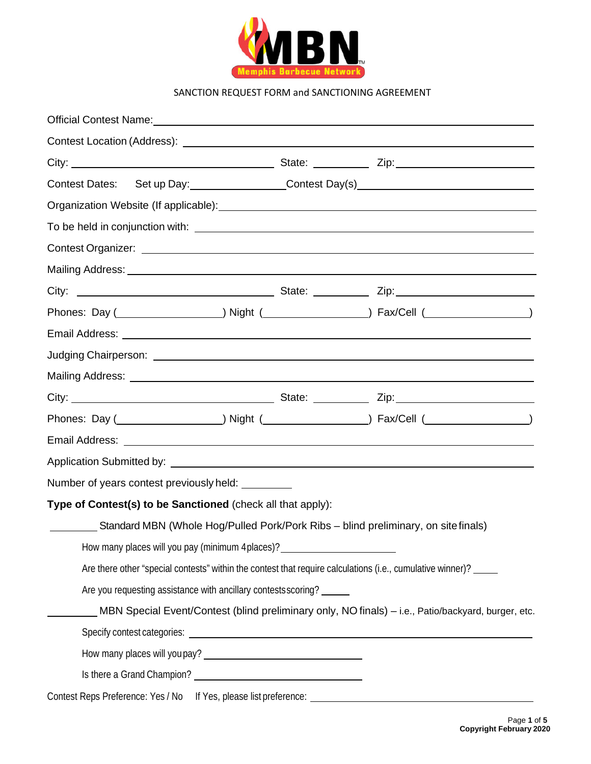MBN Memphis Barbecue Network™

SANCTION REQUEST FORM and SANCTIONING AGREEMENT

Official Contest Name: ____________________________________________

Contest Location (Address): ____________________________________________

City: ______________________ State: __________ Zip: ______________________

Contest Dates: Set up Day: ________________ Contest Day(s) ______________________

Organization Website (If applicable): ____________________________________________

To be held in conjunction with: ____________________________________________

Contest Organizer: ____________________________________________

Mailing Address: ____________________________________________

City: ______________________ State: __________ Zip: ______________________

Phones: Day (________________) Night (________________) Fax/Cell (________________)

Email Address: ____________________________________________

Judging Chairperson: ____________________________________________

Mailing Address: ____________________________________________

City: ______________________ State: __________ Zip: ______________________

Phones: Day (________________) Night (________________) Fax/Cell (________________)

Email Address: ____________________________________________

Application Submitted by: ____________________________________________

Number of years contest previously held: _________

**Type of Contest(s) to be Sanctioned** (check all that apply):

________ Standard MBN (Whole Hog/Pulled Pork/Pork Ribs – blind preliminary, on site finals)

- How many places will you pay (minimum 4 places)? ______________________
- Are there other "special contests" within the contest that require calculations (i.e., cumulative winner)? _____
- Are you requesting assistance with ancillary contests scoring? _____

________ MBN Special Event/Contest (blind preliminary only, NO finals) – i.e., Patio/backyard, burger, etc.

- Specify contest categories: ____________________________________________
- How many places will you pay? ______________________
- Is there a Grand Champion? ______________________

Contest Reps Preference: Yes / No If Yes, please list preference: ______________________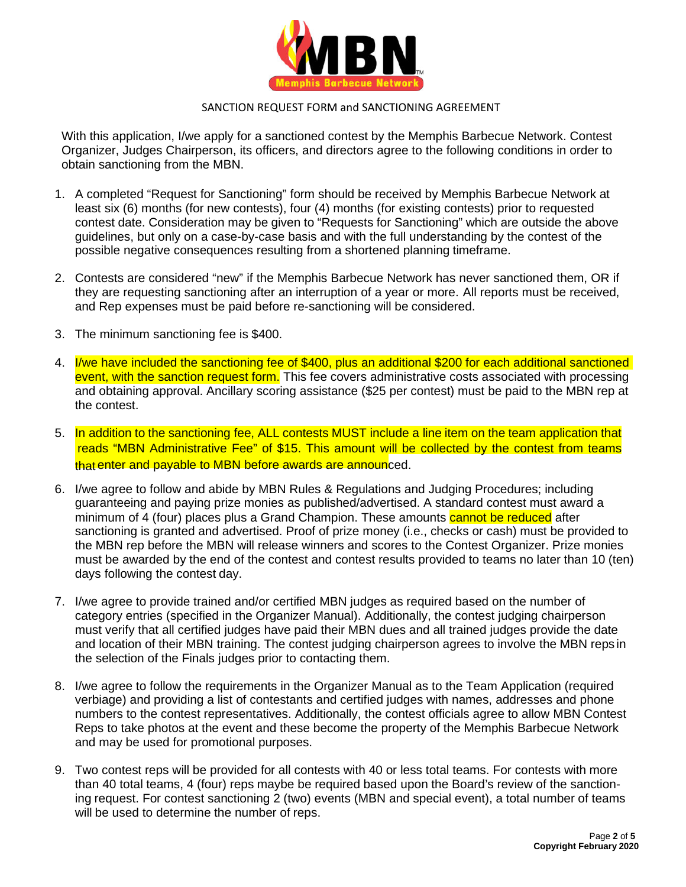SANCTION REQUEST FORM and SANCTIONING AGREEMENT

With this application, I/we apply for a sanctioned contest by the Memphis Barbecue Network. Contest Organizer, Judges Chairperson, its officers, and directors agree to the following conditions in order to obtain sanctioning from the MBN.

1. A completed "Request for Sanctioning" form should be received by Memphis Barbecue Network at least six (6) months (for new contests), four (4) months (for existing contests) prior to requested contest date. Consideration may be given to "Requests for Sanctioning" which are outside the above guidelines, but only on a case-by-case basis and with the full understanding by the contest of the possible negative consequences resulting from a shortened planning timeframe.

2. Contests are considered "new" if the Memphis Barbecue Network has never sanctioned them, OR if they are requesting sanctioning after an interruption of a year or more. All reports must be received, and Rep expenses must be paid before re-sanctioning will be considered.

3. The minimum sanctioning fee is $400.

4. I/we have included the sanctioning fee of $400, plus an additional $200 for each additional sanctioned event, with the sanction request form. This fee covers administrative costs associated with processing and obtaining approval. Ancillary scoring assistance ($25 per contest) must be paid to the MBN rep at the contest.

5. In addition to the sanctioning fee, ALL contests MUST include a line item on the team application that reads "MBN Administrative Fee" of $15. This amount will be collected by the contest from teams that enter and payable to MBN before awards are announced.

6. I/we agree to follow and abide by MBN Rules & Regulations and Judging Procedures; including guaranteeing and paying prize monies as published/advertised. A standard contest must award a minimum of 4 (four) places plus a Grand Champion. These amounts cannot be reduced after sanctioning is granted and advertised. Proof of prize money (i.e., checks or cash) must be provided to the MBN rep before the MBN will release winners and scores to the Contest Organizer. Prize monies must be awarded by the end of the contest and contest results provided to teams no later than 10 (ten) days following the contest day.

7. I/we agree to provide trained and/or certified MBN judges as required based on the number of category entries (specified in the Organizer Manual). Additionally, the contest judging chairperson must verify that all certified judges have paid their MBN dues and all trained judges provide the date and location of their MBN training. The contest judging chairperson agrees to involve the MBN reps in the selection of the Finals judges prior to contacting them.

8. I/we agree to follow the requirements in the Organizer Manual as to the Team Application (required verbiage) and providing a list of contestants and certified judges with names, addresses and phone numbers to the contest representatives. Additionally, the contest officials agree to allow MBN Contest Reps to take photos at the event and these become the property of the Memphis Barbecue Network and may be used for promotional purposes.

9. Two contest reps will be provided for all contests with 40 or less total teams. For contests with more than 40 total teams, 4 (four) reps maybe be required based upon the Board's review of the sanctioning request. For contest sanctioning 2 (two) events (MBN and special event), a total number of teams will be used to determine the number of reps.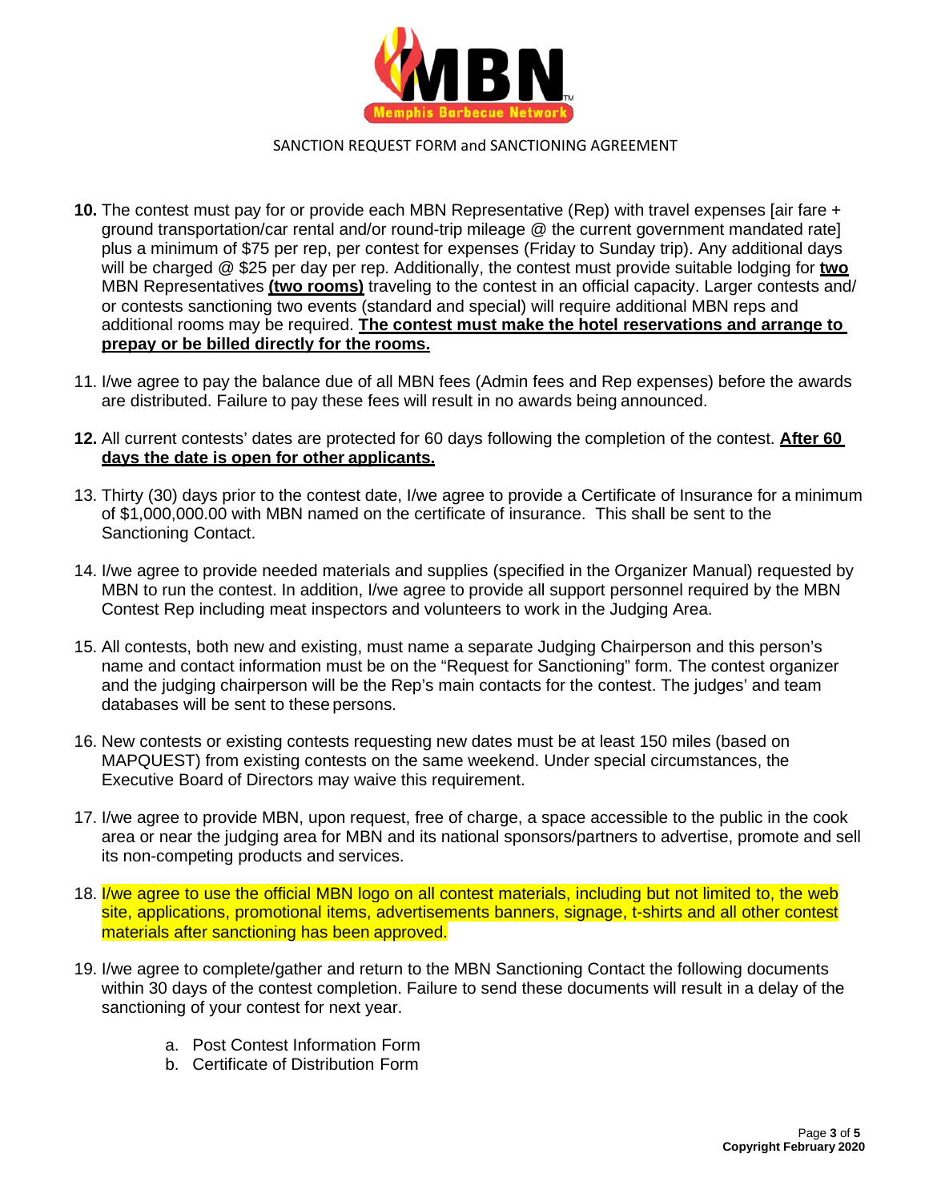SANCTION REQUEST FORM and SANCTIONING AGREEMENT

**10.** The contest must pay for or provide each MBN Representative (Rep) with travel expenses [air fare + ground transportation/car rental and/or round-trip mileage @ the current government mandated rate] plus a minimum of $75 per rep, per contest for expenses (Friday to Sunday trip). Any additional days will be charged @ $25 per day per rep. Additionally, the contest must provide suitable lodging for **two** MBN Representatives **(two rooms)** traveling to the contest in an official capacity. Larger contests and/ or contests sanctioning two events (standard and special) will require additional MBN reps and additional rooms may be required. **The contest must make the hotel reservations and arrange to prepay or be billed directly for the rooms.**

11. I/we agree to pay the balance due of all MBN fees (Admin fees and Rep expenses) before the awards are distributed. Failure to pay these fees will result in no awards being announced.

**12.** All current contests' dates are protected for 60 days following the completion of the contest. **After 60 days the date is open for other applicants.**

13. Thirty (30) days prior to the contest date, I/we agree to provide a Certificate of Insurance for a minimum of $1,000,000.00 with MBN named on the certificate of insurance. This shall be sent to the Sanctioning Contact.

14. I/we agree to provide needed materials and supplies (specified in the Organizer Manual) requested by MBN to run the contest. In addition, I/we agree to provide all support personnel required by the MBN Contest Rep including meat inspectors and volunteers to work in the Judging Area.

15. All contests, both new and existing, must name a separate Judging Chairperson and this person's name and contact information must be on the "Request for Sanctioning" form. The contest organizer and the judging chairperson will be the Rep's main contacts for the contest. The judges' and team databases will be sent to these persons.

16. New contests or existing contests requesting new dates must be at least 150 miles (based on MAPQUEST) from existing contests on the same weekend. Under special circumstances, the Executive Board of Directors may waive this requirement.

17. I/we agree to provide MBN, upon request, free of charge, a space accessible to the public in the cook area or near the judging area for MBN and its national sponsors/partners to advertise, promote and sell its non-competing products and services.

18. I/we agree to use the official MBN logo on all contest materials, including but not limited to, the web site, applications, promotional items, advertisements banners, signage, t-shirts and all other contest materials after sanctioning has been approved.

19. I/we agree to complete/gather and return to the MBN Sanctioning Contact the following documents within 30 days of the contest completion. Failure to send these documents will result in a delay of the sanctioning of your contest for next year.

    a. Post Contest Information Form
    b. Certificate of Distribution Form

**Copyright February 2020**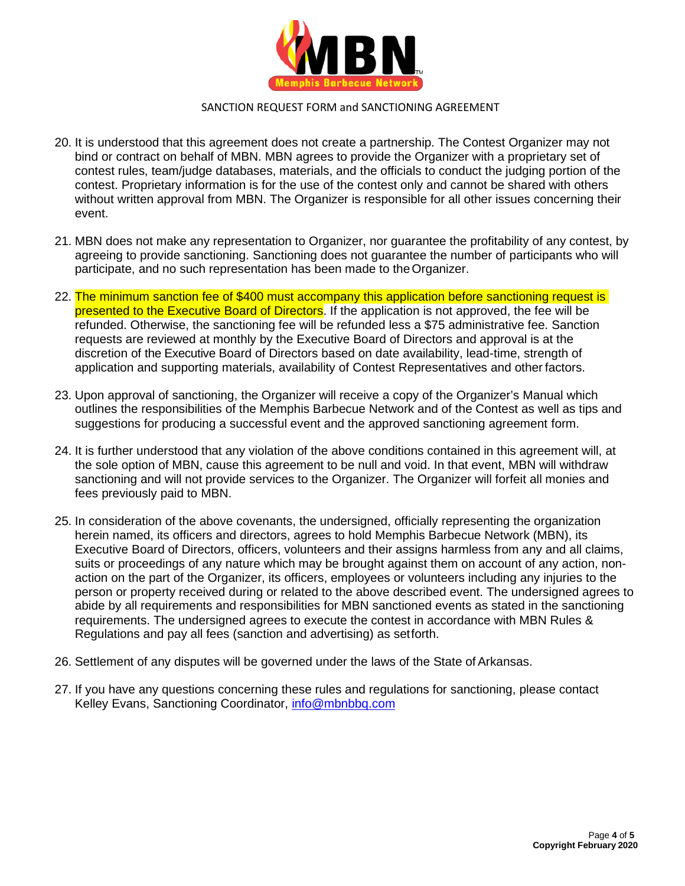SANCTION REQUEST FORM and SANCTIONING AGREEMENT

20. It is understood that this agreement does not create a partnership. The Contest Organizer may not bind or contract on behalf of MBN. MBN agrees to provide the Organizer with a proprietary set of contest rules, team/judge databases, materials, and the officials to conduct the judging portion of the contest. Proprietary information is for the use of the contest only and cannot be shared with others without written approval from MBN. The Organizer is responsible for all other issues concerning their event.

21. MBN does not make any representation to Organizer, nor guarantee the profitability of any contest, by agreeing to provide sanctioning. Sanctioning does not guarantee the number of participants who will participate, and no such representation has been made to the Organizer.

22. The minimum sanction fee of $400 must accompany this application before sanctioning request is presented to the Executive Board of Directors. If the application is not approved, the fee will be refunded. Otherwise, the sanctioning fee will be refunded less a $75 administrative fee. Sanction requests are reviewed at monthly by the Executive Board of Directors and approval is at the discretion of the Executive Board of Directors based on date availability, lead-time, strength of application and supporting materials, availability of Contest Representatives and other factors.

23. Upon approval of sanctioning, the Organizer will receive a copy of the Organizer's Manual which outlines the responsibilities of the Memphis Barbecue Network and of the Contest as well as tips and suggestions for producing a successful event and the approved sanctioning agreement form.

24. It is further understood that any violation of the above conditions contained in this agreement will, at the sole option of MBN, cause this agreement to be null and void. In that event, MBN will withdraw sanctioning and will not provide services to the Organizer. The Organizer will forfeit all monies and fees previously paid to MBN.

25. In consideration of the above covenants, the undersigned, officially representing the organization herein named, its officers and directors, agrees to hold Memphis Barbecue Network (MBN), its Executive Board of Directors, officers, volunteers and their assigns harmless from any and all claims, suits or proceedings of any nature which may be brought against them on account of any action, non-action on the part of the Organizer, its officers, employees or volunteers including any injuries to the person or property received during or related to the above described event. The undersigned agrees to abide by all requirements and responsibilities for MBN sanctioned events as stated in the sanctioning requirements. The undersigned agrees to execute the contest in accordance with MBN Rules & Regulations and pay all fees (sanction and advertising) as setforth.

26. Settlement of any disputes will be governed under the laws of the State of Arkansas.

27. If you have any questions concerning these rules and regulations for sanctioning, please contact Kelley Evans, Sanctioning Coordinator, info@mbnbbq.com

**Copyright February 2020**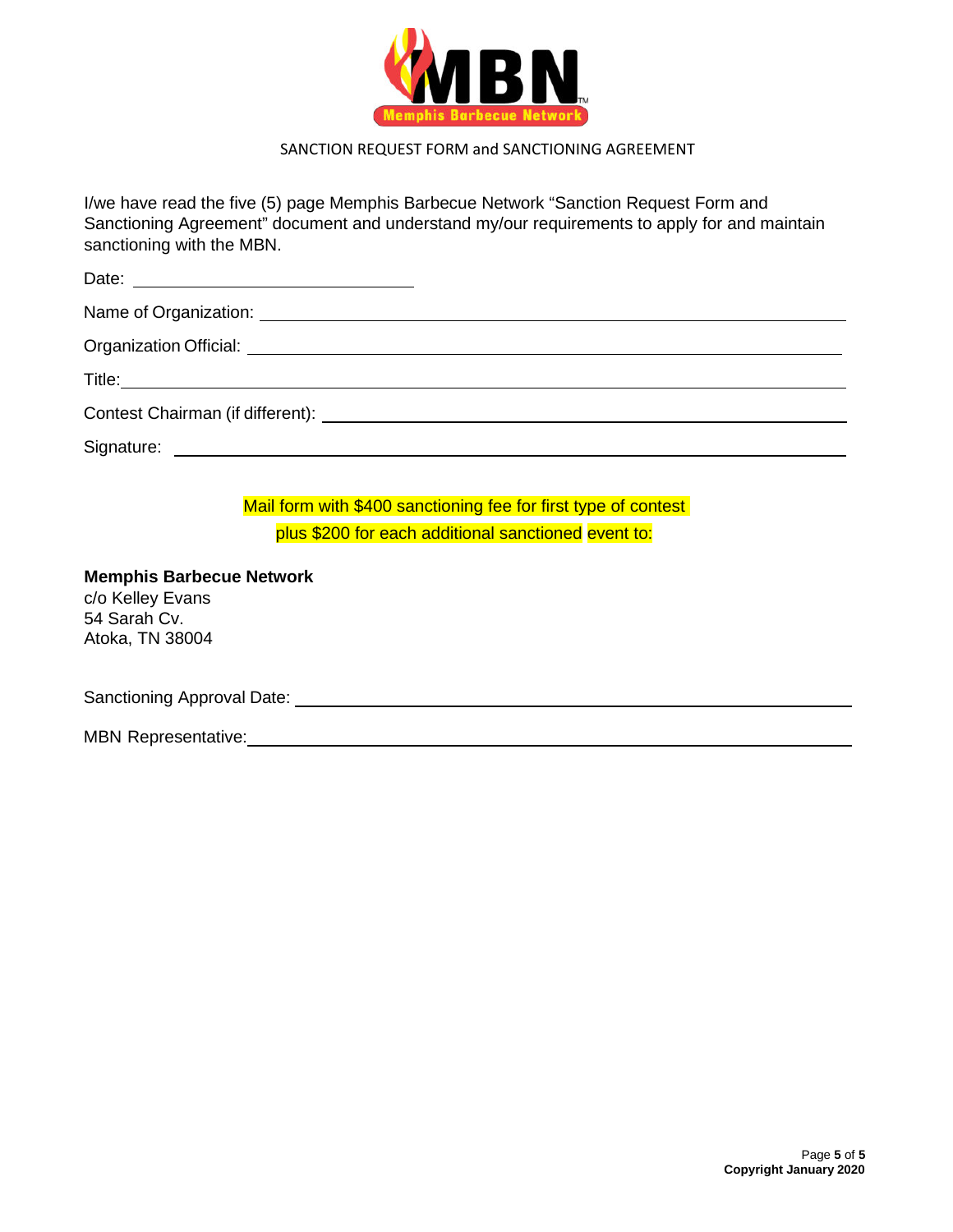Memphis Barbecue Network

SANCTION REQUEST FORM and SANCTIONING AGREEMENT

I/we have read the five (5) page Memphis Barbecue Network "Sanction Request Form and Sanctioning Agreement" document and understand my/our requirements to apply for and maintain sanctioning with the MBN.

Date: ______________________

Name of Organization: ______________________

Organization Official: ______________________

Title: ______________________

Contest Chairman (if different): ______________________

Signature: ______________________

Mail form with $400 sanctioning fee for first type of contest plus $200 for each additional sanctioned event to:

**Memphis Barbecue Network**
c/o Kelley Evans
54 Sarah Cv.
Atoka, TN 38004

Sanctioning Approval Date: ______________________

MBN Representative: ______________________

**Copyright January 2020**